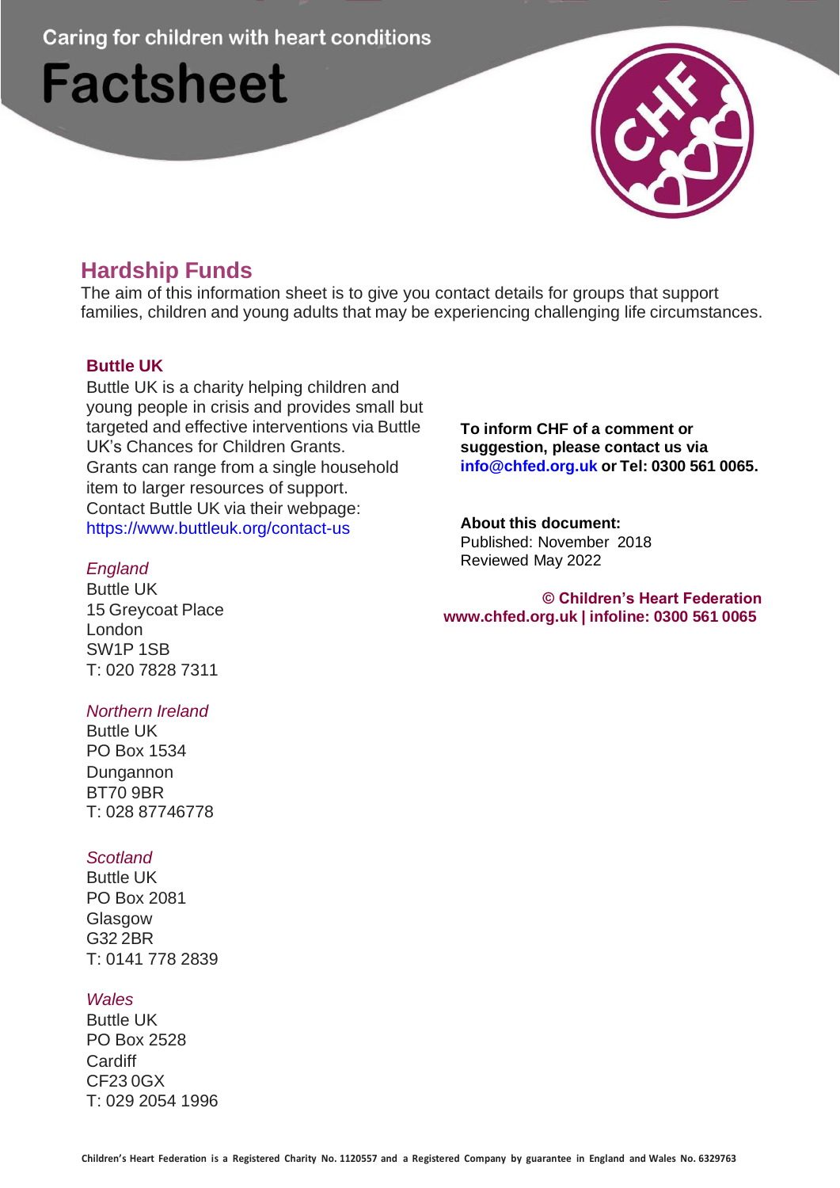Caring for children with heart conditions

# Factsheet

## Hardship Funds

The aim of this information sheet is to give you contact details for groups that support families, children and young adults that may be experiencing challenging life circumstances.

### Buttle UK

Buttle UK is a charity helping children and young people in crisis and provides small but targeted and effective interventions via Buttle UK's Chances for Children Grants. Grants can range from a single household item to larger resources of support. Contact Buttle UK via their webpage: https://www.buttleuk.org/contact-us

*England*
Buttle UK
15 Greycoat Place
London
SW1P 1SB
T: 020 7828 7311

*Northern Ireland*
Buttle UK
PO Box 1534
Dungannon
BT70 9BR
T: 028 87746778

*Scotland*
Buttle UK
PO Box 2081
Glasgow
G32 2BR
T: 0141 778 2839

*Wales*
Buttle UK
PO Box 2528
Cardiff
CF23 0GX
T: 029 2054 1996

**To inform CHF of a comment or suggestion, please contact us via info@chfed.org.uk or Tel: 0300 561 0065.**

**About this document:**
Published: November 2018
Reviewed May 2022

**© Children's Heart Federation**
**www.chfed.org.uk | infoline: 0300 561 0065**

**Children's Heart Federation is a Registered Charity No. 1120557 and a Registered Company by guarantee in England and Wales No. 6329763**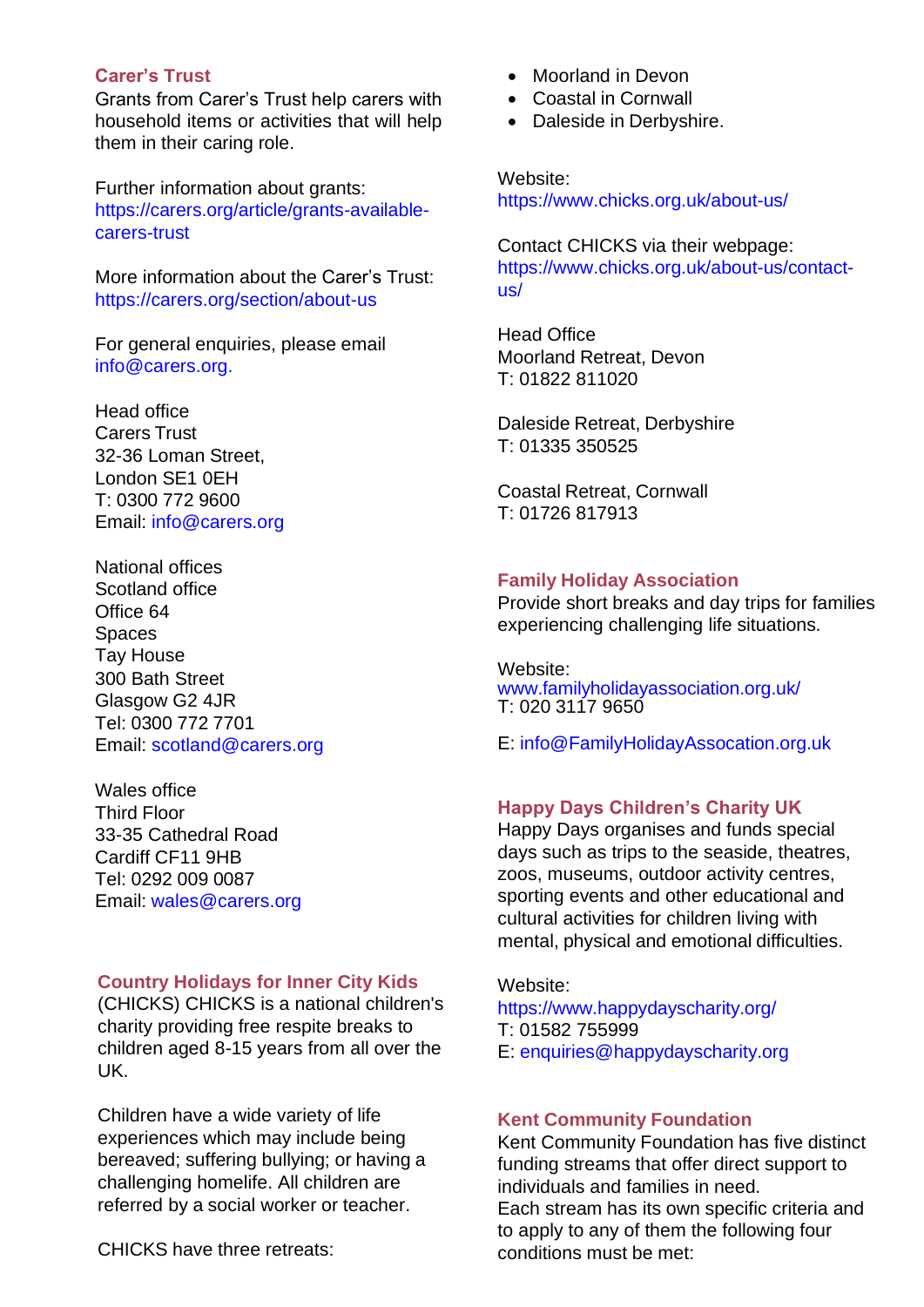### Carer's Trust

Grants from Carer's Trust help carers with household items or activities that will help them in their caring role.

Further information about grants:
https://carers.org/article/grants-available-carers-trust

More information about the Carer's Trust:
https://carers.org/section/about-us

For general enquiries, please email info@carers.org.

Head office
Carers Trust
32-36 Loman Street,
London SE1 0EH
T: 0300 772 9600
Email: info@carers.org

National offices
Scotland office
Office 64
Spaces
Tay House
300 Bath Street
Glasgow G2 4JR
Tel: 0300 772 7701
Email: scotland@carers.org

Wales office
Third Floor
33-35 Cathedral Road
Cardiff CF11 9HB
Tel: 0292 009 0087
Email: wales@carers.org

### Country Holidays for Inner City Kids

(CHICKS) CHICKS is a national children's charity providing free respite breaks to children aged 8-15 years from all over the UK.

Children have a wide variety of life experiences which may include being bereaved; suffering bullying; or having a challenging homelife. All children are referred by a social worker or teacher.

CHICKS have three retreats:

- Moorland in Devon
- Coastal in Cornwall
- Daleside in Derbyshire.

Website:
https://www.chicks.org.uk/about-us/

Contact CHICKS via their webpage:
https://www.chicks.org.uk/about-us/contact-us/

Head Office
Moorland Retreat, Devon
T: 01822 811020

Daleside Retreat, Derbyshire
T: 01335 350525

Coastal Retreat, Cornwall
T: 01726 817913

### Family Holiday Association

Provide short breaks and day trips for families experiencing challenging life situations.

Website:
www.familyholidayassociation.org.uk/
T: 020 3117 9650

E: info@FamilyHolidayAssocation.org.uk

### Happy Days Children's Charity UK

Happy Days organises and funds special days such as trips to the seaside, theatres, zoos, museums, outdoor activity centres, sporting events and other educational and cultural activities for children living with mental, physical and emotional difficulties.

Website:
https://www.happydayscharity.org/
T: 01582 755999
E: enquiries@happydayscharity.org

### Kent Community Foundation

Kent Community Foundation has five distinct funding streams that offer direct support to individuals and families in need.
Each stream has its own specific criteria and to apply to any of them the following four conditions must be met: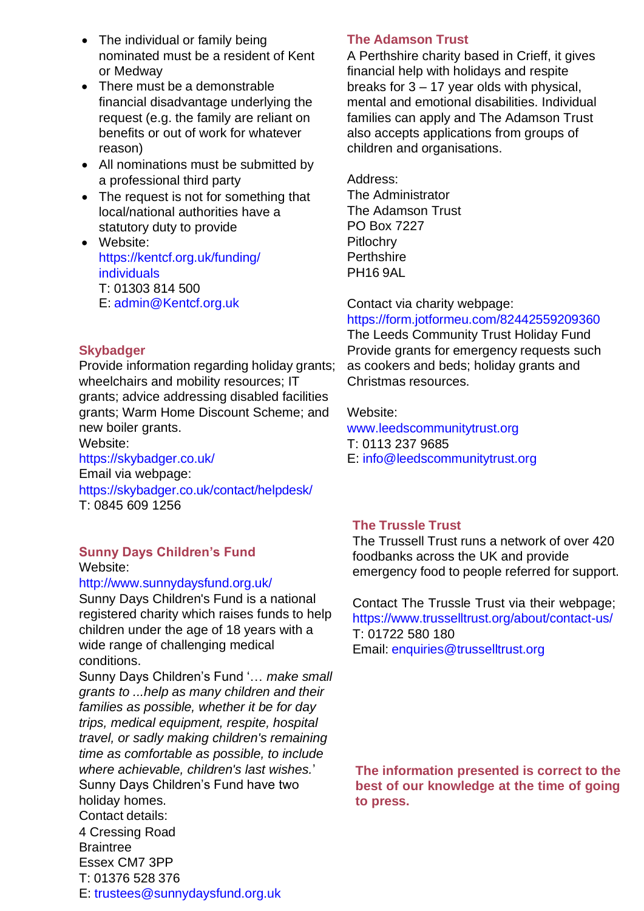- The individual or family being nominated must be a resident of Kent or Medway
- There must be a demonstrable financial disadvantage underlying the request (e.g. the family are reliant on benefits or out of work for whatever reason)
- All nominations must be submitted by a professional third party
- The request is not for something that local/national authorities have a statutory duty to provide
- Website: https://kentcf.org.uk/funding/individuals
  T: 01303 814 500
  E: admin@Kentcf.org.uk

### Skybadger

Provide information regarding holiday grants; wheelchairs and mobility resources; IT grants; advice addressing disabled facilities grants; Warm Home Discount Scheme; and new boiler grants.
Website:
https://skybadger.co.uk/
Email via webpage:
https://skybadger.co.uk/contact/helpdesk/
T: 0845 609 1256

### Sunny Days Children's Fund

Website:
http://www.sunnydaysfund.org.uk/
Sunny Days Children's Fund is a national registered charity which raises funds to help children under the age of 18 years with a wide range of challenging medical conditions.
Sunny Days Children's Fund '*… make small grants to ...help as many children and their families as possible, whether it be for day trips, medical equipment, respite, hospital travel, or sadly making children's remaining time as comfortable as possible, to include where achievable, children's last wishes.*'
Sunny Days Children's Fund have two holiday homes.
Contact details:
4 Cressing Road
Braintree
Essex CM7 3PP
T: 01376 528 376
E: trustees@sunnydaysfund.org.uk

### The Adamson Trust

A Perthshire charity based in Crieff, it gives financial help with holidays and respite breaks for 3 – 17 year olds with physical, mental and emotional disabilities. Individual families can apply and The Adamson Trust also accepts applications from groups of children and organisations.

Address:
The Administrator
The Adamson Trust
PO Box 7227
Pitlochry
Perthshire
PH16 9AL

Contact via charity webpage:
https://form.jotformeu.com/82442559209360
The Leeds Community Trust Holiday Fund
Provide grants for emergency requests such as cookers and beds; holiday grants and Christmas resources.

Website:
www.leedscommunitytrust.org
T: 0113 237 9685
E: info@leedscommunitytrust.org

### The Trussle Trust

The Trussell Trust runs a network of over 420 foodbanks across the UK and provide emergency food to people referred for support.

Contact The Trussle Trust via their webpage;
https://www.trusselltrust.org/about/contact-us/
T: 01722 580 180
Email: enquiries@trusselltrust.org

**The information presented is correct to the best of our knowledge at the time of going to press.**